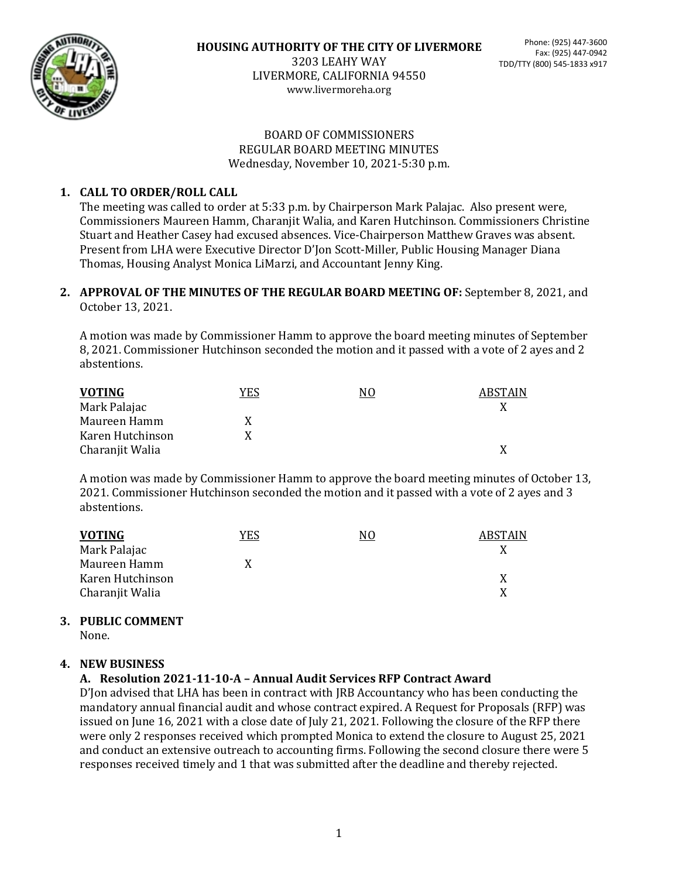**HOUSING AUTHORITY OF THE CITY OF LIVERMORE**
3203 LEAHY WAY
LIVERMORE, CALIFORNIA 94550
www.livermoreha.org

Phone: (925) 447-3600
Fax: (925) 447-0942
TDD/TTY (800) 545-1833 x917

BOARD OF COMMISSIONERS
REGULAR BOARD MEETING MINUTES
Wednesday, November 10, 2021-5:30 p.m.

1. **CALL TO ORDER/ROLL CALL**
   The meeting was called to order at 5:33 p.m. by Chairperson Mark Palajac. Also present were, Commissioners Maureen Hamm, Charanjit Walia, and Karen Hutchinson. Commissioners Christine Stuart and Heather Casey had excused absences. Vice-Chairperson Matthew Graves was absent. Present from LHA were Executive Director D'Jon Scott-Miller, Public Housing Manager Diana Thomas, Housing Analyst Monica LiMarzi, and Accountant Jenny King.

2. **APPROVAL OF THE MINUTES OF THE REGULAR BOARD MEETING OF:** September 8, 2021, and October 13, 2021.

   A motion was made by Commissioner Hamm to approve the board meeting minutes of September 8, 2021. Commissioner Hutchinson seconded the motion and it passed with a vote of 2 ayes and 2 abstentions.

| **VOTING** | YES | NO | ABSTAIN |
|---|---|---|---|
| Mark Palajac | | | X |
| Maureen Hamm | X | | |
| Karen Hutchinson | X | | |
| Charanjit Walia | | | X |

   A motion was made by Commissioner Hamm to approve the board meeting minutes of October 13, 2021. Commissioner Hutchinson seconded the motion and it passed with a vote of 2 ayes and 3 abstentions.

| **VOTING** | YES | NO | ABSTAIN |
|---|---|---|---|
| Mark Palajac | | | X |
| Maureen Hamm | X | | |
| Karen Hutchinson | | | X |
| Charanjit Walia | | | X |

3. **PUBLIC COMMENT**
   None.

4. **NEW BUSINESS**

   **A. Resolution 2021-11-10-A – Annual Audit Services RFP Contract Award**
   D'Jon advised that LHA has been in contract with JRB Accountancy who has been conducting the mandatory annual financial audit and whose contract expired. A Request for Proposals (RFP) was issued on June 16, 2021 with a close date of July 21, 2021. Following the closure of the RFP there were only 2 responses received which prompted Monica to extend the closure to August 25, 2021 and conduct an extensive outreach to accounting firms. Following the second closure there were 5 responses received timely and 1 that was submitted after the deadline and thereby rejected.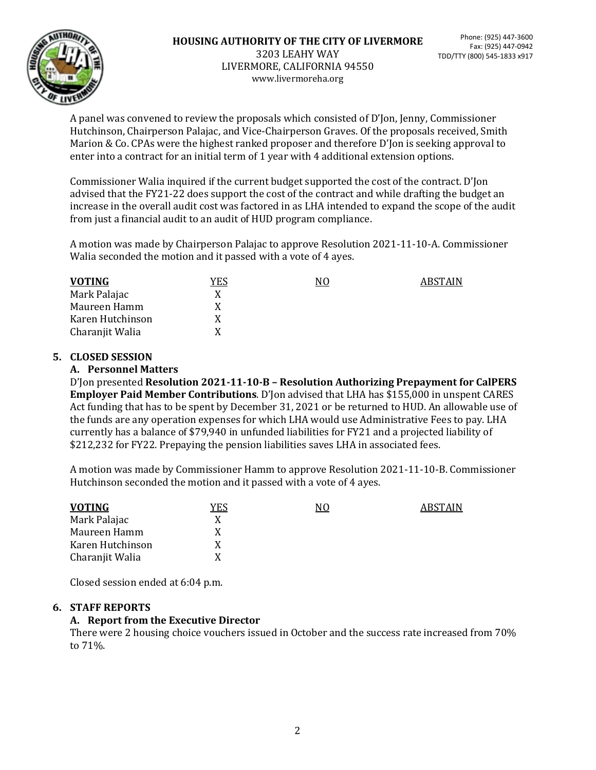A panel was convened to review the proposals which consisted of D'Jon, Jenny, Commissioner Hutchinson, Chairperson Palajac, and Vice-Chairperson Graves. Of the proposals received, Smith Marion & Co. CPAs were the highest ranked proposer and therefore D'Jon is seeking approval to enter into a contract for an initial term of 1 year with 4 additional extension options.

Commissioner Walia inquired if the current budget supported the cost of the contract. D'Jon advised that the FY21-22 does support the cost of the contract and while drafting the budget an increase in the overall audit cost was factored in as LHA intended to expand the scope of the audit from just a financial audit to an audit of HUD program compliance.

A motion was made by Chairperson Palajac to approve Resolution 2021-11-10-A. Commissioner Walia seconded the motion and it passed with a vote of 4 ayes.

| **VOTING** | YES | NO | ABSTAIN |
|---|---|---|---|
| Mark Palajac | X | | |
| Maureen Hamm | X | | |
| Karen Hutchinson | X | | |
| Charanjit Walia | X | | |

## 5. CLOSED SESSION

### A. Personnel Matters

D'Jon presented **Resolution 2021-11-10-B – Resolution Authorizing Prepayment for CalPERS Employer Paid Member Contributions**. D'Jon advised that LHA has $155,000 in unspent CARES Act funding that has to be spent by December 31, 2021 or be returned to HUD. An allowable use of the funds are any operation expenses for which LHA would use Administrative Fees to pay. LHA currently has a balance of $79,940 in unfunded liabilities for FY21 and a projected liability of $212,232 for FY22. Prepaying the pension liabilities saves LHA in associated fees.

A motion was made by Commissioner Hamm to approve Resolution 2021-11-10-B. Commissioner Hutchinson seconded the motion and it passed with a vote of 4 ayes.

| **VOTING** | YES | NO | ABSTAIN |
|---|---|---|---|
| Mark Palajac | X | | |
| Maureen Hamm | X | | |
| Karen Hutchinson | X | | |
| Charanjit Walia | X | | |

Closed session ended at 6:04 p.m.

## 6. STAFF REPORTS

### A. Report from the Executive Director

There were 2 housing choice vouchers issued in October and the success rate increased from 70% to 71%.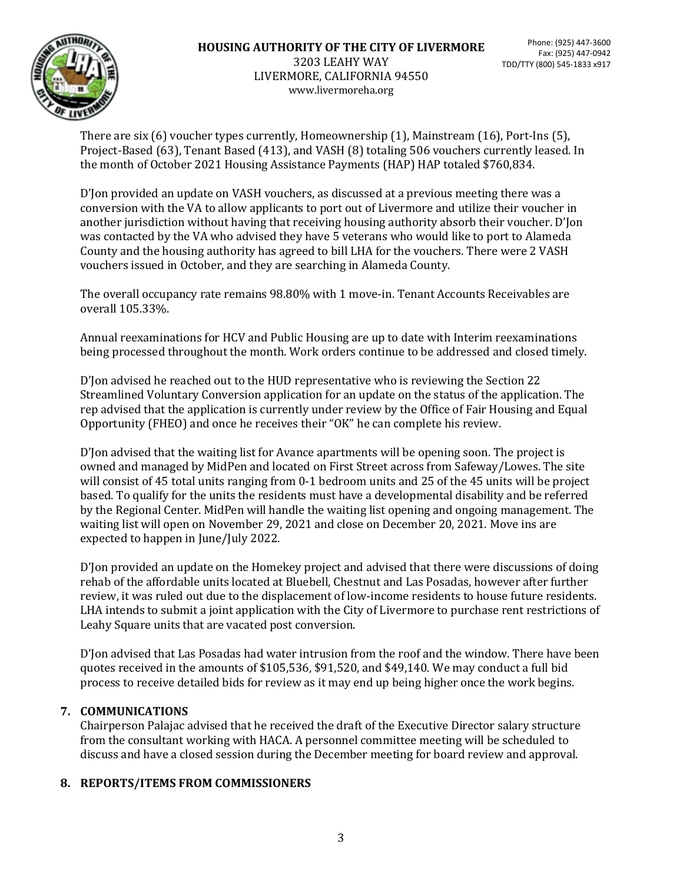There are six (6) voucher types currently, Homeownership (1), Mainstream (16), Port-Ins (5), Project-Based (63), Tenant Based (413), and VASH (8) totaling 506 vouchers currently leased. In the month of October 2021 Housing Assistance Payments (HAP) HAP totaled $760,834.

D'Jon provided an update on VASH vouchers, as discussed at a previous meeting there was a conversion with the VA to allow applicants to port out of Livermore and utilize their voucher in another jurisdiction without having that receiving housing authority absorb their voucher. D'Jon was contacted by the VA who advised they have 5 veterans who would like to port to Alameda County and the housing authority has agreed to bill LHA for the vouchers. There were 2 VASH vouchers issued in October, and they are searching in Alameda County.

The overall occupancy rate remains 98.80% with 1 move-in. Tenant Accounts Receivables are overall 105.33%.

Annual reexaminations for HCV and Public Housing are up to date with Interim reexaminations being processed throughout the month. Work orders continue to be addressed and closed timely.

D'Jon advised he reached out to the HUD representative who is reviewing the Section 22 Streamlined Voluntary Conversion application for an update on the status of the application. The rep advised that the application is currently under review by the Office of Fair Housing and Equal Opportunity (FHEO) and once he receives their "OK" he can complete his review.

D'Jon advised that the waiting list for Avance apartments will be opening soon. The project is owned and managed by MidPen and located on First Street across from Safeway/Lowes. The site will consist of 45 total units ranging from 0-1 bedroom units and 25 of the 45 units will be project based. To qualify for the units the residents must have a developmental disability and be referred by the Regional Center. MidPen will handle the waiting list opening and ongoing management. The waiting list will open on November 29, 2021 and close on December 20, 2021. Move ins are expected to happen in June/July 2022.

D'Jon provided an update on the Homekey project and advised that there were discussions of doing rehab of the affordable units located at Bluebell, Chestnut and Las Posadas, however after further review, it was ruled out due to the displacement of low-income residents to house future residents. LHA intends to submit a joint application with the City of Livermore to purchase rent restrictions of Leahy Square units that are vacated post conversion.

D'Jon advised that Las Posadas had water intrusion from the roof and the window. There have been quotes received in the amounts of $105,536, $91,520, and $49,140. We may conduct a full bid process to receive detailed bids for review as it may end up being higher once the work begins.

**7. COMMUNICATIONS**

Chairperson Palajac advised that he received the draft of the Executive Director salary structure from the consultant working with HACA. A personnel committee meeting will be scheduled to discuss and have a closed session during the December meeting for board review and approval.

**8. REPORTS/ITEMS FROM COMMISSIONERS**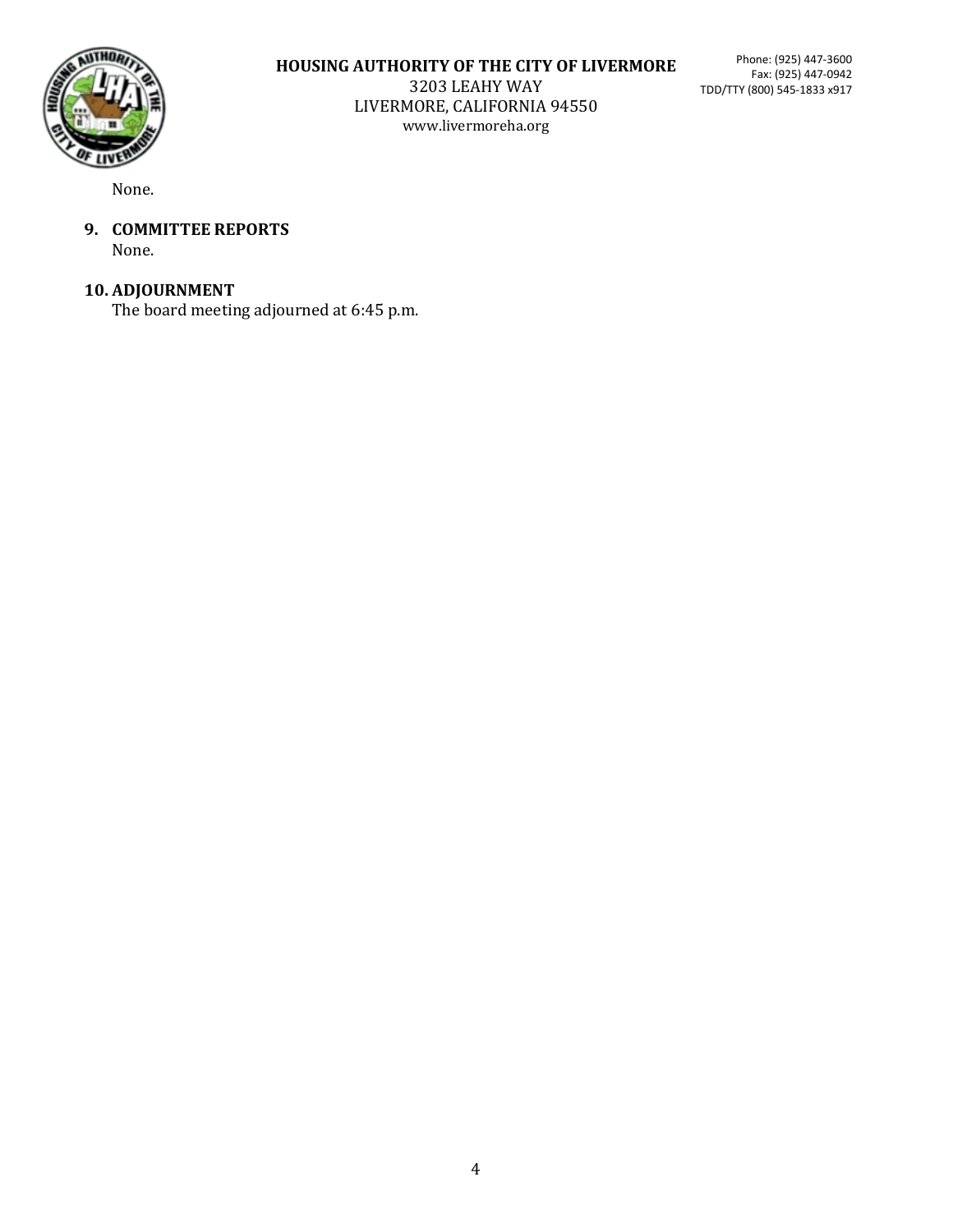None.

**9. COMMITTEE REPORTS**

None.

**10. ADJOURNMENT**

The board meeting adjourned at 6:45 p.m.